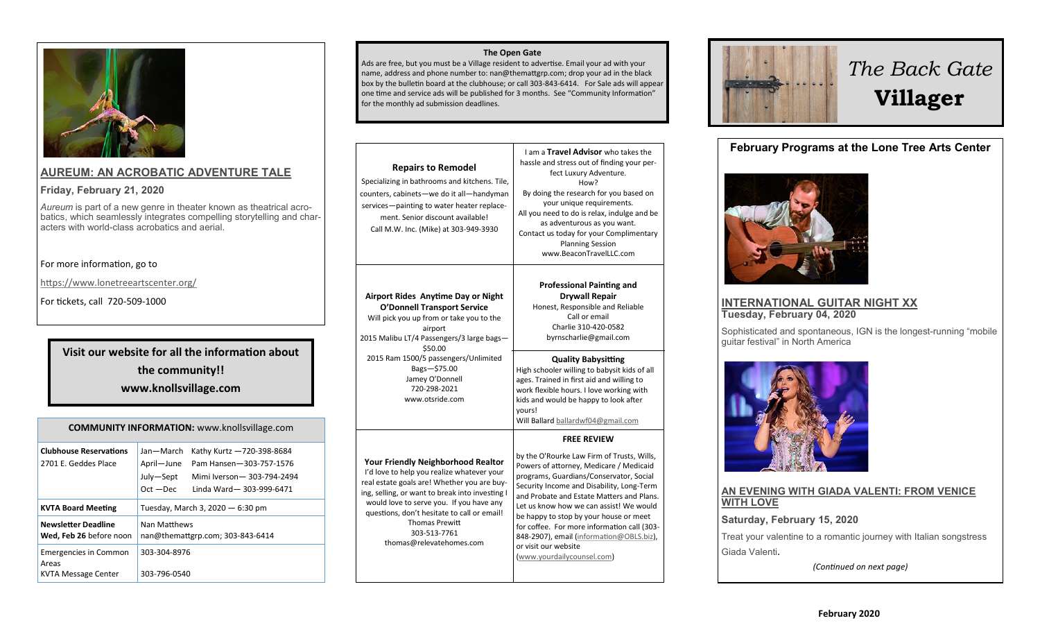## AUREUM: AN ACROBATIC ADVENTURE TALE

**Friday, February 21, 2020**

*Aureum* is part of a new genre in theater known as theatrical acrobatics, which seamlessly integrates compelling storytelling and characters with world-class acrobatics and aerial.

For more information, go to

https://www.lonetreeartscenter.org/

For tickets, call 720-509-1000

**Visit our website for all the information about the community!!**
**www.knollsvillage.com**

| **COMMUNITY INFORMATION:** www.knollsvillage.com | |
|---|---|
| **Clubhouse Reservations** 2701 E. Geddes Place | Jan—March Kathy Kurtz —720-398-8684<br>April—June Pam Hansen—303-757-1576<br>July—Sept Mimi Iverson— 303-794-2494<br>Oct —Dec Linda Ward— 303-999-6471 |
| **KVTA Board Meeting** | Tuesday, March 3, 2020 — 6:30 pm |
| **Newsletter Deadline Wed, Feb 26** before noon | Nan Matthews<br>nan@themattgrp.com; 303-843-6414 |
| Emergencies in Common Areas<br>KVTA Message Center | 303-304-8976<br><br>303-796-0540 |

### The Open Gate

Ads are free, but you must be a Village resident to advertise. Email your ad with your name, address and phone number to: nan@themattgrp.com; drop your ad in the black box by the bulletin board at the clubhouse; or call 303-843-6414. For Sale ads will appear one time and service ads will be published for 3 months. See "Community Information" for the monthly ad submission deadlines.

**Repairs to Remodel**

Specializing in bathrooms and kitchens. Tile, counters, cabinets—we do it all—handyman services—painting to water heater replacement. Senior discount available!
Call M.W. Inc. (Mike) at 303-949-3930

I am a **Travel Advisor** who takes the hassle and stress out of finding your perfect Luxury Adventure.
How?
By doing the research for you based on your unique requirements.
All you need to do is relax, indulge and be as adventurous as you want.
Contact us today for your Complimentary Planning Session
www.BeaconTravelLLC.com

**Airport Rides Anytime Day or Night**
**O'Donnell Transport Service**
Will pick you up from or take you to the airport
2015 Malibu LT/4 Passengers/3 large bags—$50.00
2015 Ram 1500/5 passengers/Unlimited Bags—$75.00
Jamey O'Donnell
720-298-2021
www.otsride.com

**Professional Painting and Drywall Repair**
Honest, Responsible and Reliable
Call or email
Charlie 310-420-0582
byrnscharlie@gmail.com

**Quality Babysitting**
High schooler willing to babysit kids of all ages. Trained in first aid and willing to work flexible hours. I love working with kids and would be happy to look after yours!
Will Ballard ballardwf04@gmail.com

**Your Friendly Neighborhood Realtor**
I'd love to help you realize whatever your real estate goals are! Whether you are buying, selling, or want to break into investing I would love to serve you. If you have any questions, don't hesitate to call or email!
Thomas Prewitt
303-513-7761
thomas@relevatehomes.com

**FREE REVIEW**

by the O'Rourke Law Firm of Trusts, Wills, Powers of attorney, Medicare / Medicaid programs, Guardians/Conservator, Social Security Income and Disability, Long-Term and Probate and Estate Matters and Plans. Let us know how we can assist! We would be happy to stop by your house or meet for coffee. For more information call (303-848-2907), email (information@OBLS.biz), or visit our website (www.yourdailycounsel.com)

# *The Back Gate* **Villager**

## February Programs at the Lone Tree Arts Center

### INTERNATIONAL GUITAR NIGHT XX

**Tuesday, February 04, 2020**

Sophisticated and spontaneous, IGN is the longest-running "mobile guitar festival" in North America

### AN EVENING WITH GIADA VALENTI: FROM VENICE WITH LOVE

**Saturday, February 15, 2020**

Treat your valentine to a romantic journey with Italian songstress Giada Valenti.

*(Continued on next page)*

**February 2020**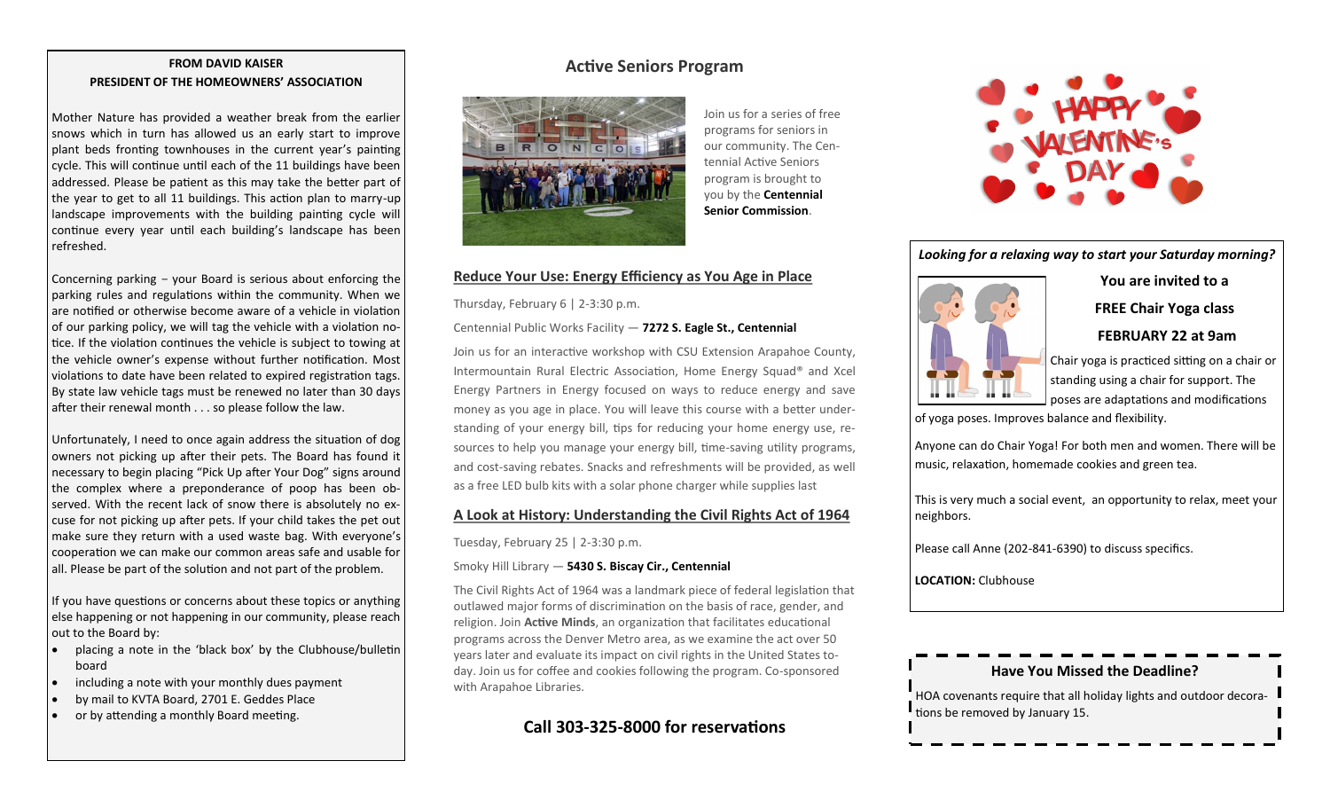**FROM DAVID KAISER**
**PRESIDENT OF THE HOMEOWNERS' ASSOCIATION**

Mother Nature has provided a weather break from the earlier snows which in turn has allowed us an early start to improve plant beds fronting townhouses in the current year's painting cycle. This will continue until each of the 11 buildings have been addressed. Please be patient as this may take the better part of the year to get to all 11 buildings. This action plan to marry-up landscape improvements with the building painting cycle will continue every year until each building's landscape has been refreshed.

Concerning parking – your Board is serious about enforcing the parking rules and regulations within the community. When we are notified or otherwise become aware of a vehicle in violation of our parking policy, we will tag the vehicle with a violation notice. If the violation continues the vehicle is subject to towing at the vehicle owner's expense without further notification. Most violations to date have been related to expired registration tags. By state law vehicle tags must be renewed no later than 30 days after their renewal month . . . so please follow the law.

Unfortunately, I need to once again address the situation of dog owners not picking up after their pets. The Board has found it necessary to begin placing "Pick Up after Your Dog" signs around the complex where a preponderance of poop has been observed. With the recent lack of snow there is absolutely no excuse for not picking up after pets. If your child takes the pet out make sure they return with a used waste bag. With everyone's cooperation we can make our common areas safe and usable for all. Please be part of the solution and not part of the problem.

If you have questions or concerns about these topics or anything else happening or not happening in our community, please reach out to the Board by:

- placing a note in the 'black box' by the Clubhouse/bulletin board
- including a note with your monthly dues payment
- by mail to KVTA Board, 2701 E. Geddes Place
- or by attending a monthly Board meeting.

## Active Seniors Program

Join us for a series of free programs for seniors in our community. The Centennial Active Seniors program is brought to you by the **Centennial Senior Commission**.

### Reduce Your Use: Energy Efficiency as You Age in Place

Thursday, February 6 | 2-3:30 p.m.

Centennial Public Works Facility — **7272 S. Eagle St., Centennial**

Join us for an interactive workshop with CSU Extension Arapahoe County, Intermountain Rural Electric Association, Home Energy Squad® and Xcel Energy Partners in Energy focused on ways to reduce energy and save money as you age in place. You will leave this course with a better understanding of your energy bill, tips for reducing your home energy use, resources to help you manage your energy bill, time-saving utility programs, and cost-saving rebates. Snacks and refreshments will be provided, as well as a free LED bulb kits with a solar phone charger while supplies last

### A Look at History: Understanding the Civil Rights Act of 1964

Tuesday, February 25 | 2-3:30 p.m.

Smoky Hill Library — **5430 S. Biscay Cir., Centennial**

The Civil Rights Act of 1964 was a landmark piece of federal legislation that outlawed major forms of discrimination on the basis of race, gender, and religion. Join **Active Minds**, an organization that facilitates educational programs across the Denver Metro area, as we examine the act over 50 years later and evaluate its impact on civil rights in the United States today. Join us for coffee and cookies following the program. Co-sponsored with Arapahoe Libraries.

**Call 303-325-8000 for reservations**

HAPPY VALENTINE'S DAY

***Looking for a relaxing way to start your Saturday morning?***

**You are invited to a**

**FREE Chair Yoga class**

**FEBRUARY 22 at 9am**

Chair yoga is practiced sitting on a chair or standing using a chair for support. The poses are adaptations and modifications of yoga poses. Improves balance and flexibility.

Anyone can do Chair Yoga! For both men and women. There will be music, relaxation, homemade cookies and green tea.

This is very much a social event, an opportunity to relax, meet your neighbors.

Please call Anne (202-841-6390) to discuss specifics.

**LOCATION:** Clubhouse

### Have You Missed the Deadline?

HOA covenants require that all holiday lights and outdoor decorations be removed by January 15.